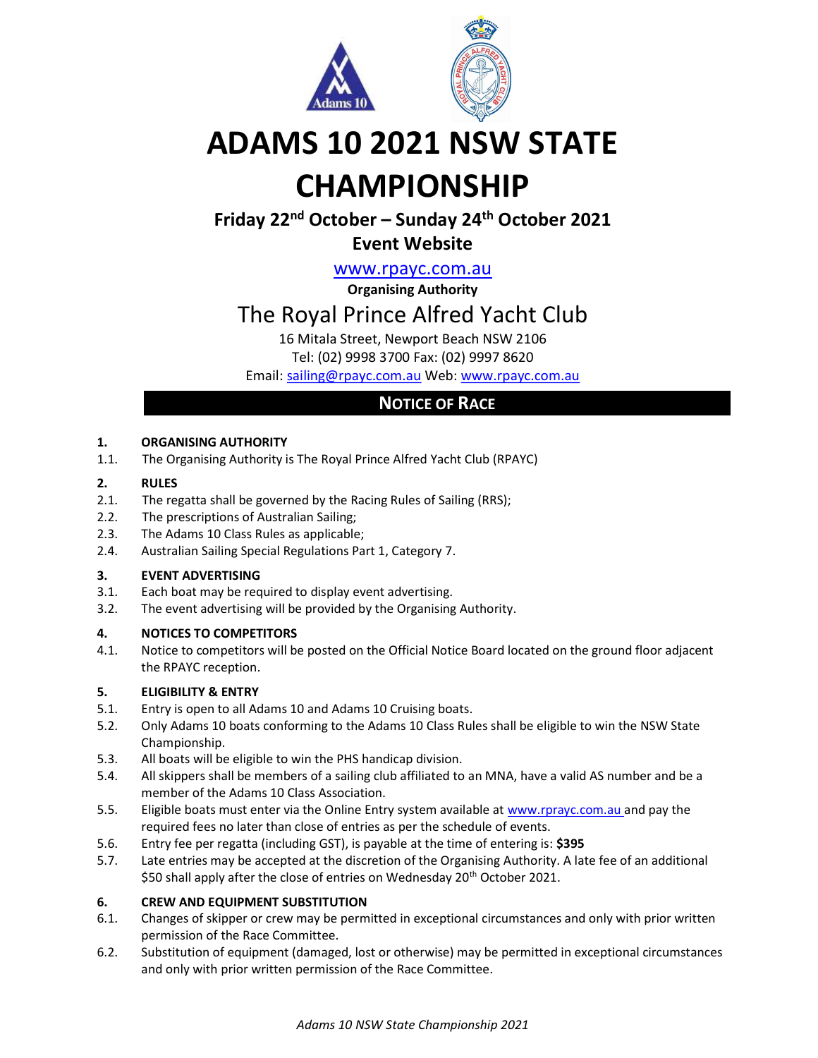# ADAMS 10 2021 NSW STATE CHAMPIONSHIP

**Friday 22nd October – Sunday 24th October 2021**

**Event Website**

www.rpayc.com.au

**Organising Authority**

The Royal Prince Alfred Yacht Club

16 Mitala Street, Newport Beach NSW 2106

Tel: (02) 9998 3700 Fax: (02) 9997 8620

Email: sailing@rpayc.com.au Web: www.rpayc.com.au

## NOTICE OF RACE

**1. ORGANISING AUTHORITY**

1.1. The Organising Authority is The Royal Prince Alfred Yacht Club (RPAYC)

**2. RULES**

2.1. The regatta shall be governed by the Racing Rules of Sailing (RRS);

2.2. The prescriptions of Australian Sailing;

2.3. The Adams 10 Class Rules as applicable;

2.4. Australian Sailing Special Regulations Part 1, Category 7.

**3. EVENT ADVERTISING**

3.1. Each boat may be required to display event advertising.

3.2. The event advertising will be provided by the Organising Authority.

**4. NOTICES TO COMPETITORS**

4.1. Notice to competitors will be posted on the Official Notice Board located on the ground floor adjacent the RPAYC reception.

**5. ELIGIBILITY & ENTRY**

5.1. Entry is open to all Adams 10 and Adams 10 Cruising boats.

5.2. Only Adams 10 boats conforming to the Adams 10 Class Rules shall be eligible to win the NSW State Championship.

5.3. All boats will be eligible to win the PHS handicap division.

5.4. All skippers shall be members of a sailing club affiliated to an MNA, have a valid AS number and be a member of the Adams 10 Class Association.

5.5. Eligible boats must enter via the Online Entry system available at www.rpayc.com.au and pay the required fees no later than close of entries as per the schedule of events.

5.6. Entry fee per regatta (including GST), is payable at the time of entering is: **$395**

5.7. Late entries may be accepted at the discretion of the Organising Authority. A late fee of an additional $50 shall apply after the close of entries on Wednesday 20th October 2021.

**6. CREW AND EQUIPMENT SUBSTITUTION**

6.1. Changes of skipper or crew may be permitted in exceptional circumstances and only with prior written permission of the Race Committee.

6.2. Substitution of equipment (damaged, lost or otherwise) may be permitted in exceptional circumstances and only with prior written permission of the Race Committee.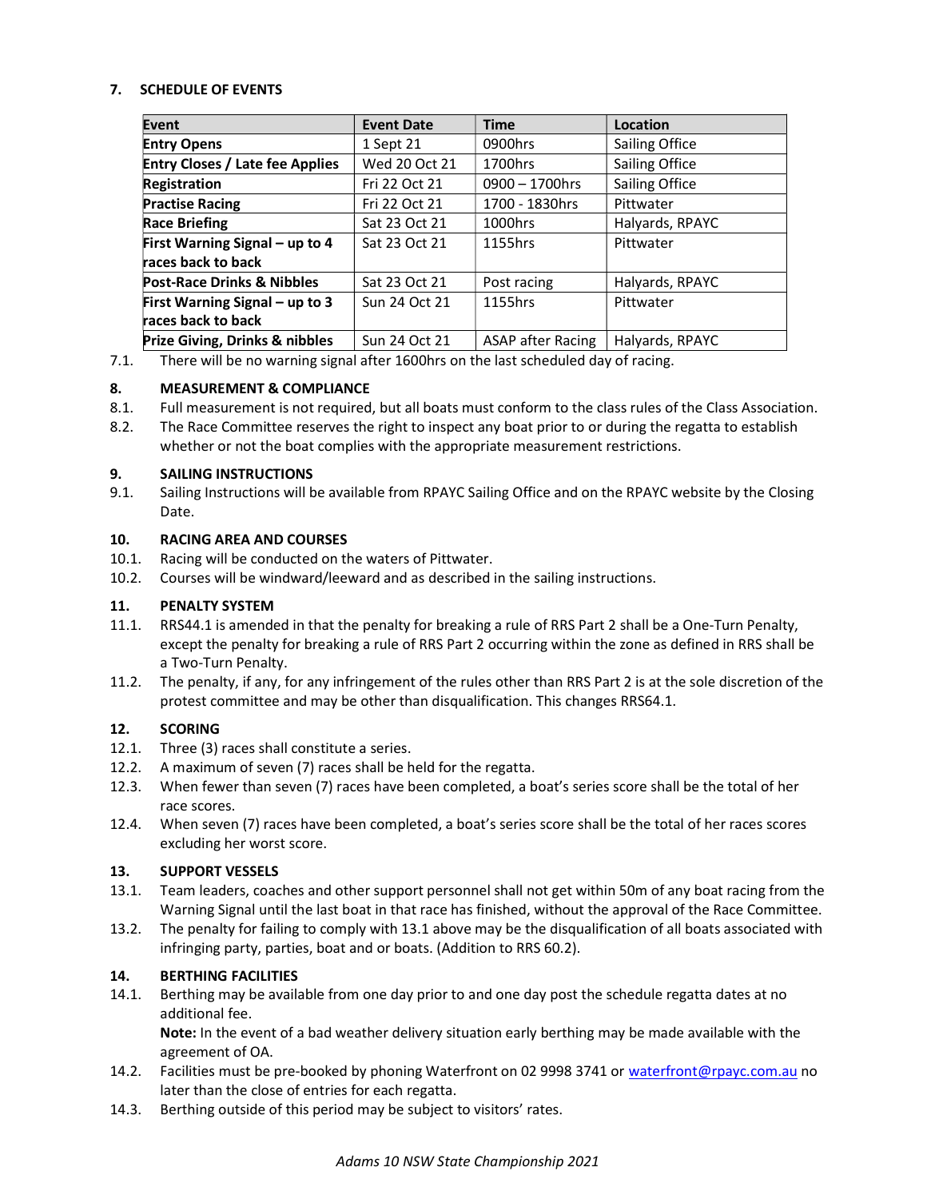## 7. SCHEDULE OF EVENTS

| Event | Event Date | Time | Location |
|---|---|---|---|
| **Entry Opens** | 1 Sept 21 | 0900hrs | Sailing Office |
| **Entry Closes / Late fee Applies** | Wed 20 Oct 21 | 1700hrs | Sailing Office |
| **Registration** | Fri 22 Oct 21 | 0900 – 1700hrs | Sailing Office |
| **Practise Racing** | Fri 22 Oct 21 | 1700 - 1830hrs | Pittwater |
| **Race Briefing** | Sat 23 Oct 21 | 1000hrs | Halyards, RPAYC |
| **First Warning Signal – up to 4 races back to back** | Sat 23 Oct 21 | 1155hrs | Pittwater |
| **Post-Race Drinks & Nibbles** | Sat 23 Oct 21 | Post racing | Halyards, RPAYC |
| **First Warning Signal – up to 3 races back to back** | Sun 24 Oct 21 | 1155hrs | Pittwater |
| **Prize Giving, Drinks & nibbles** | Sun 24 Oct 21 | ASAP after Racing | Halyards, RPAYC |

7.1. There will be no warning signal after 1600hrs on the last scheduled day of racing.

## 8. MEASUREMENT & COMPLIANCE

8.1. Full measurement is not required, but all boats must conform to the class rules of the Class Association.

8.2. The Race Committee reserves the right to inspect any boat prior to or during the regatta to establish whether or not the boat complies with the appropriate measurement restrictions.

## 9. SAILING INSTRUCTIONS

9.1. Sailing Instructions will be available from RPAYC Sailing Office and on the RPAYC website by the Closing Date.

## 10. RACING AREA AND COURSES

10.1. Racing will be conducted on the waters of Pittwater.

10.2. Courses will be windward/leeward and as described in the sailing instructions.

## 11. PENALTY SYSTEM

11.1. RRS44.1 is amended in that the penalty for breaking a rule of RRS Part 2 shall be a One-Turn Penalty, except the penalty for breaking a rule of RRS Part 2 occurring within the zone as defined in RRS shall be a Two-Turn Penalty.

11.2. The penalty, if any, for any infringement of the rules other than RRS Part 2 is at the sole discretion of the protest committee and may be other than disqualification. This changes RRS64.1.

## 12. SCORING

12.1. Three (3) races shall constitute a series.

12.2. A maximum of seven (7) races shall be held for the regatta.

12.3. When fewer than seven (7) races have been completed, a boat's series score shall be the total of her race scores.

12.4. When seven (7) races have been completed, a boat's series score shall be the total of her races scores excluding her worst score.

## 13. SUPPORT VESSELS

13.1. Team leaders, coaches and other support personnel shall not get within 50m of any boat racing from the Warning Signal until the last boat in that race has finished, without the approval of the Race Committee.

13.2. The penalty for failing to comply with 13.1 above may be the disqualification of all boats associated with infringing party, parties, boat and or boats. (Addition to RRS 60.2).

## 14. BERTHING FACILITIES

14.1. Berthing may be available from one day prior to and one day post the schedule regatta dates at no additional fee.

**Note:** In the event of a bad weather delivery situation early berthing may be made available with the agreement of OA.

14.2. Facilities must be pre-booked by phoning Waterfront on 02 9998 3741 or waterfront@rpayc.com.au no later than the close of entries for each regatta.

14.3. Berthing outside of this period may be subject to visitors' rates.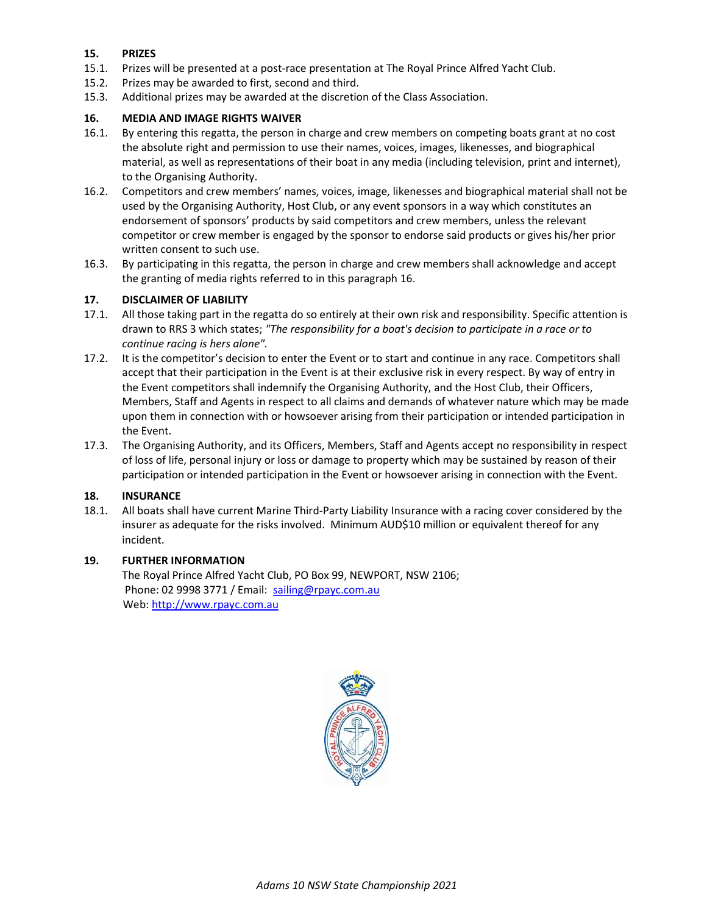## 15. PRIZES

15.1. Prizes will be presented at a post-race presentation at The Royal Prince Alfred Yacht Club.

15.2. Prizes may be awarded to first, second and third.

15.3. Additional prizes may be awarded at the discretion of the Class Association.

## 16. MEDIA AND IMAGE RIGHTS WAIVER

16.1. By entering this regatta, the person in charge and crew members on competing boats grant at no cost the absolute right and permission to use their names, voices, images, likenesses, and biographical material, as well as representations of their boat in any media (including television, print and internet), to the Organising Authority.

16.2. Competitors and crew members' names, voices, image, likenesses and biographical material shall not be used by the Organising Authority, Host Club, or any event sponsors in a way which constitutes an endorsement of sponsors' products by said competitors and crew members, unless the relevant competitor or crew member is engaged by the sponsor to endorse said products or gives his/her prior written consent to such use.

16.3. By participating in this regatta, the person in charge and crew members shall acknowledge and accept the granting of media rights referred to in this paragraph 16.

## 17. DISCLAIMER OF LIABILITY

17.1. All those taking part in the regatta do so entirely at their own risk and responsibility. Specific attention is drawn to RRS 3 which states; *"The responsibility for a boat's decision to participate in a race or to continue racing is hers alone".*

17.2. It is the competitor's decision to enter the Event or to start and continue in any race. Competitors shall accept that their participation in the Event is at their exclusive risk in every respect. By way of entry in the Event competitors shall indemnify the Organising Authority, and the Host Club, their Officers, Members, Staff and Agents in respect to all claims and demands of whatever nature which may be made upon them in connection with or howsoever arising from their participation or intended participation in the Event.

17.3. The Organising Authority, and its Officers, Members, Staff and Agents accept no responsibility in respect of loss of life, personal injury or loss or damage to property which may be sustained by reason of their participation or intended participation in the Event or howsoever arising in connection with the Event.

## 18. INSURANCE

18.1. All boats shall have current Marine Third-Party Liability Insurance with a racing cover considered by the insurer as adequate for the risks involved. Minimum AUD$10 million or equivalent thereof for any incident.

## 19. FURTHER INFORMATION

The Royal Prince Alfred Yacht Club, PO Box 99, NEWPORT, NSW 2106;
Phone: 02 9998 3771 / Email: [sailing@rpayc.com.au](mailto:sailing@rpayc.com.au)
Web: [http://www.rpayc.com.au](http://www.rpayc.com.au)